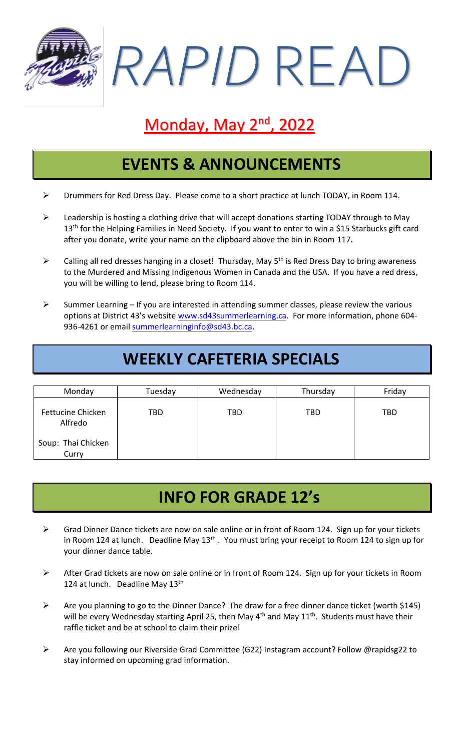# RAPID READ

## Monday, May 2nd, 2022

## EVENTS & ANNOUNCEMENTS

- Drummers for Red Dress Day. Please come to a short practice at lunch TODAY, in Room 114.
- Leadership is hosting a clothing drive that will accept donations starting TODAY through to May 13th for the Helping Families in Need Society. If you want to enter to win a $15 Starbucks gift card after you donate, write your name on the clipboard above the bin in Room 117**.**
- Calling all red dresses hanging in a closet! Thursday, May 5th is Red Dress Day to bring awareness to the Murdered and Missing Indigenous Women in Canada and the USA. If you have a red dress, you will be willing to lend, please bring to Room 114.
- Summer Learning – If you are interested in attending summer classes, please review the various options at District 43's website www.sd43summerlearning.ca. For more information, phone 604-936-4261 or email summerlearninginfo@sd43.bc.ca.

## WEEKLY CAFETERIA SPECIALS

| Monday | Tuesday | Wednesday | Thursday | Friday |
|---|---|---|---|---|
| Fettucine Chicken Alfredo<br><br>Soup: Thai Chicken Curry | TBD | TBD | TBD | TBD |

## INFO FOR GRADE 12's

- Grad Dinner Dance tickets are now on sale online or in front of Room 124. Sign up for your tickets in Room 124 at lunch. Deadline May 13th . You must bring your receipt to Room 124 to sign up for your dinner dance table.
- After Grad tickets are now on sale online or in front of Room 124. Sign up for your tickets in Room 124 at lunch. Deadline May 13th
- Are you planning to go to the Dinner Dance? The draw for a free dinner dance ticket (worth $145) will be every Wednesday starting April 25, then May 4th and May 11th. Students must have their raffle ticket and be at school to claim their prize!
- Are you following our Riverside Grad Committee (G22) Instagram account? Follow @rapidsg22 to stay informed on upcoming grad information.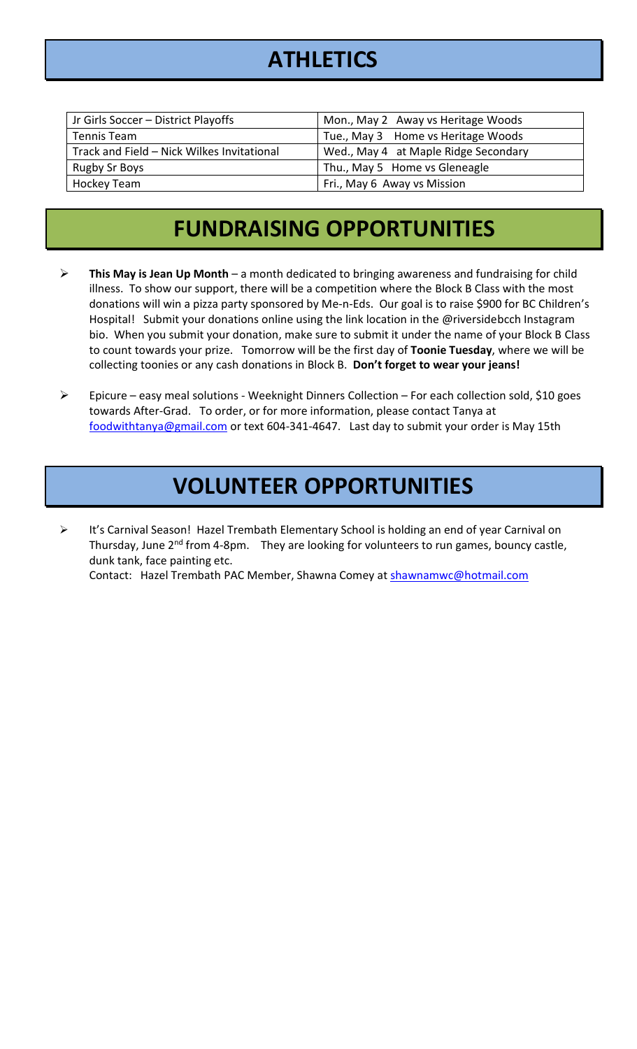# ATHLETICS

| | |
|---|---|
| Jr Girls Soccer – District Playoffs | Mon., May 2 Away vs Heritage Woods |
| Tennis Team | Tue., May 3 Home vs Heritage Woods |
| Track and Field – Nick Wilkes Invitational | Wed., May 4 at Maple Ridge Secondary |
| Rugby Sr Boys | Thu., May 5 Home vs Gleneagle |
| Hockey Team | Fri., May 6 Away vs Mission |

# FUNDRAISING OPPORTUNITIES

- **This May is Jean Up Month** – a month dedicated to bringing awareness and fundraising for child illness. To show our support, there will be a competition where the Block B Class with the most donations will win a pizza party sponsored by Me-n-Eds. Our goal is to raise $900 for BC Children's Hospital! Submit your donations online using the link location in the @riversidebcch Instagram bio. When you submit your donation, make sure to submit it under the name of your Block B Class to count towards your prize. Tomorrow will be the first day of **Toonie Tuesday**, where we will be collecting toonies or any cash donations in Block B. **Don't forget to wear your jeans!**
- Epicure – easy meal solutions - Weeknight Dinners Collection – For each collection sold, $10 goes towards After-Grad. To order, or for more information, please contact Tanya at foodwithtanya@gmail.com or text 604-341-4647. Last day to submit your order is May 15th

# VOLUNTEER OPPORTUNITIES

- It's Carnival Season! Hazel Trembath Elementary School is holding an end of year Carnival on Thursday, June 2nd from 4-8pm. They are looking for volunteers to run games, bouncy castle, dunk tank, face painting etc.
  Contact: Hazel Trembath PAC Member, Shawna Comey at shawnamwc@hotmail.com